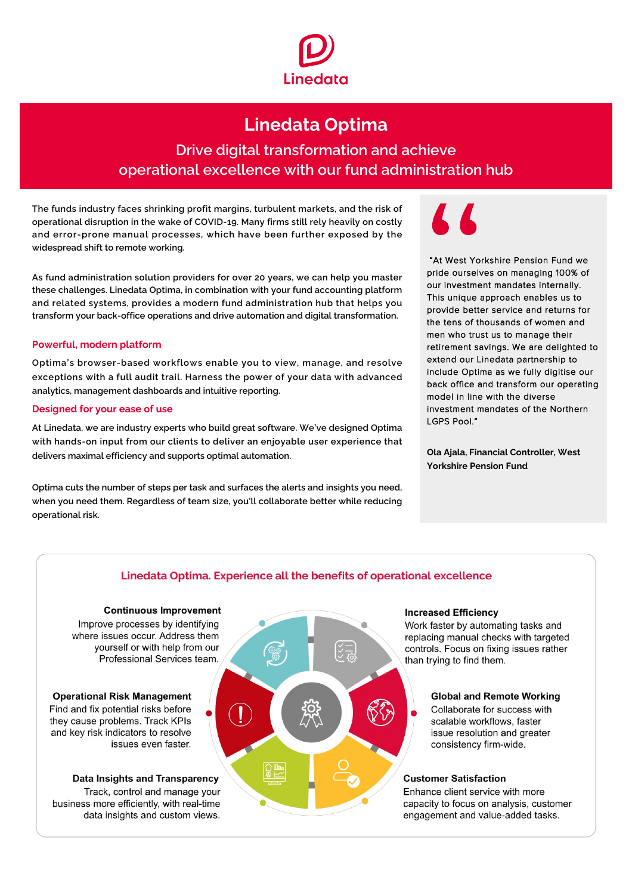Linedata

# Linedata Optima

## Drive digital transformation and achieve operational excellence with our fund administration hub

The funds industry faces shrinking profit margins, turbulent markets, and the risk of operational disruption in the wake of COVID-19. Many firms still rely heavily on costly and error-prone manual processes, which have been further exposed by the widespread shift to remote working.

As fund administration solution providers for over 20 years, we can help you master these challenges. Linedata Optima, in combination with your fund accounting platform and related systems, provides a modern fund administration hub that helps you transform your back-office operations and drive automation and digital transformation.

### Powerful, modern platform

Optima's browser-based workflows enable you to view, manage, and resolve exceptions with a full audit trail. Harness the power of your data with advanced analytics, management dashboards and intuitive reporting.

### Designed for your ease of use

At Linedata, we are industry experts who build great software. We've designed Optima with hands-on input from our clients to deliver an enjoyable user experience that delivers maximal efficiency and supports optimal automation.

Optima cuts the number of steps per task and surfaces the alerts and insights you need, when you need them. Regardless of team size, you'll collaborate better while reducing operational risk.

> "At West Yorkshire Pension Fund we pride ourselves on managing 100% of our investment mandates internally. This unique approach enables us to provide better service and returns for the tens of thousands of women and men who trust us to manage their retirement savings. We are delighted to extend our Linedata partnership to include Optima as we fully digitise our back office and transform our operating model in line with the diverse investment mandates of the Northern LGPS Pool."
>
> **Ola Ajala, Financial Controller, West Yorkshire Pension Fund**

### Linedata Optima. Experience all the benefits of operational excellence

**Continuous Improvement**
Improve processes by identifying where issues occur. Address them yourself or with help from our Professional Services team.

**Increased Efficiency**
Work faster by automating tasks and replacing manual checks with targeted controls. Focus on fixing issues rather than trying to find them.

**Operational Risk Management**
Find and fix potential risks before they cause problems. Track KPIs and key risk indicators to resolve issues even faster.

**Global and Remote Working**
Collaborate for success with scalable workflows, faster issue resolution and greater consistency firm-wide.

**Data Insights and Transparency**
Track, control and manage your business more efficiently, with real-time data insights and custom views.

**Customer Satisfaction**
Enhance client service with more capacity to focus on analysis, customer engagement and value-added tasks.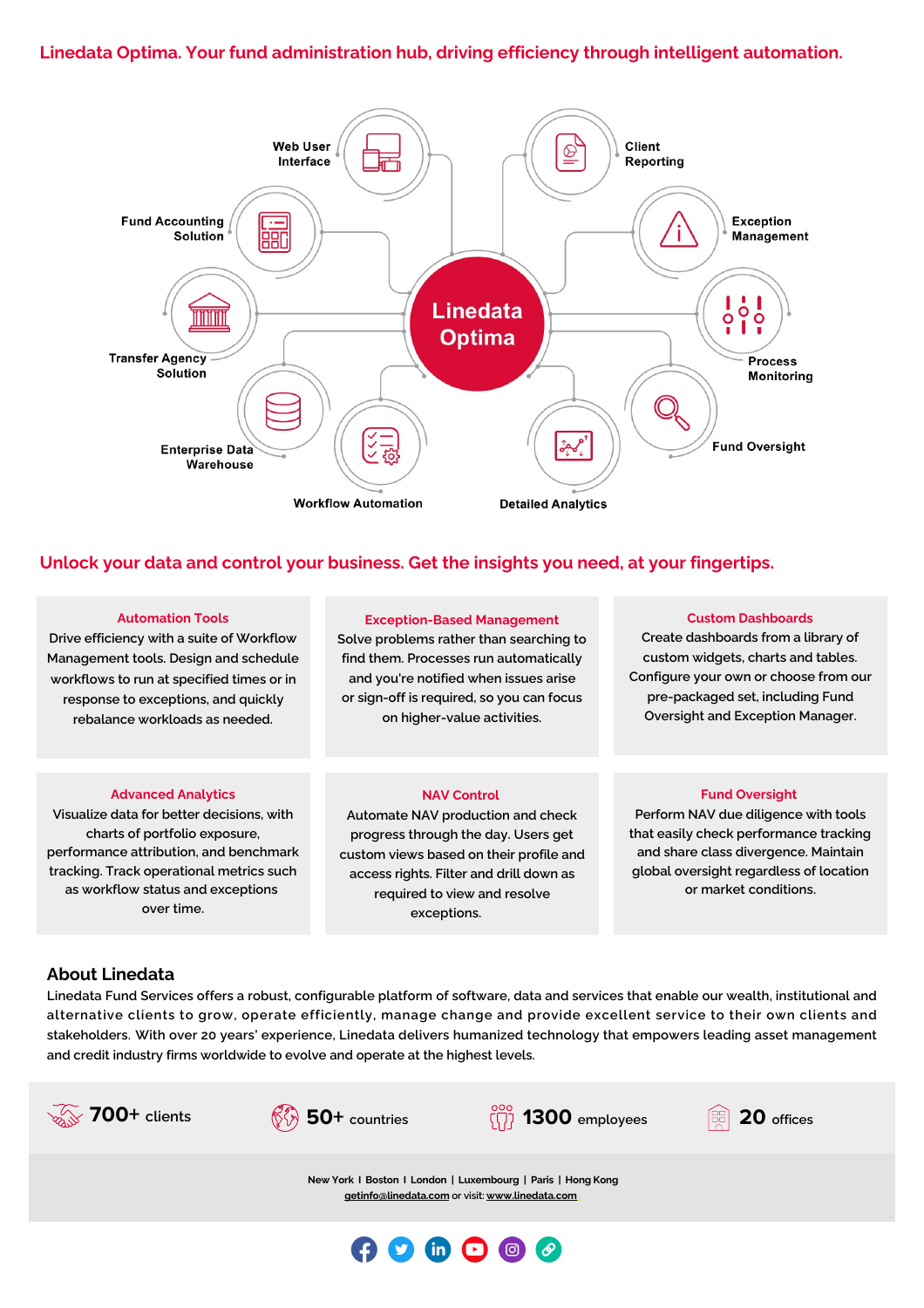## Linedata Optima. Your fund administration hub, driving efficiency through intelligent automation.

Linedata Optima

Web User Interface

Fund Accounting Solution

Transfer Agency Solution

Enterprise Data Warehouse

Workflow Automation

Detailed Analytics

Fund Oversight

Process Monitoring

Exception Management

Client Reporting

## Unlock your data and control your business. Get the insights you need, at your fingertips.

**Automation Tools**
Drive efficiency with a suite of Workflow Management tools. Design and schedule workflows to run at specified times or in response to exceptions, and quickly rebalance workloads as needed.

**Exception-Based Management**
Solve problems rather than searching to find them. Processes run automatically and you're notified when issues arise or sign-off is required, so you can focus on higher-value activities.

**Custom Dashboards**
Create dashboards from a library of custom widgets, charts and tables. Configure your own or choose from our pre-packaged set, including Fund Oversight and Exception Manager.

**Advanced Analytics**
Visualize data for better decisions, with charts of portfolio exposure, performance attribution, and benchmark tracking. Track operational metrics such as workflow status and exceptions over time.

**NAV Control**
Automate NAV production and check progress through the day. Users get custom views based on their profile and access rights. Filter and drill down as required to view and resolve exceptions.

**Fund Oversight**
Perform NAV due diligence with tools that easily check performance tracking and share class divergence. Maintain global oversight regardless of location or market conditions.

## About Linedata

Linedata Fund Services offers a robust, configurable platform of software, data and services that enable our wealth, institutional and alternative clients to grow, operate efficiently, manage change and provide excellent service to their own clients and stakeholders. With over 20 years' experience, Linedata delivers humanized technology that empowers leading asset management and credit industry firms worldwide to evolve and operate at the highest levels.

**700+** clients

**50+** countries

**1300** employees

**20** offices

New York I Boston I London | Luxembourg | Paris | Hong Kong

getinfo@linedata.com or visit: www.linedata.com